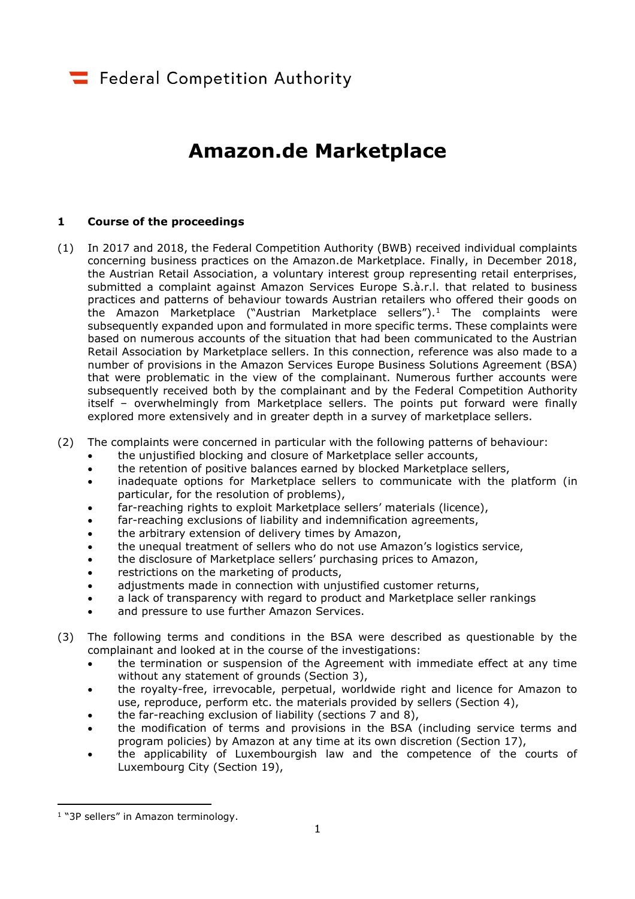Federal Competition Authority

# Amazon.de Marketplace

## 1 Course of the proceedings

(1) In 2017 and 2018, the Federal Competition Authority (BWB) received individual complaints concerning business practices on the Amazon.de Marketplace. Finally, in December 2018, the Austrian Retail Association, a voluntary interest group representing retail enterprises, submitted a complaint against Amazon Services Europe S.à.r.l. that related to business practices and patterns of behaviour towards Austrian retailers who offered their goods on the Amazon Marketplace ("Austrian Marketplace sellers").[1] The complaints were subsequently expanded upon and formulated in more specific terms. These complaints were based on numerous accounts of the situation that had been communicated to the Austrian Retail Association by Marketplace sellers. In this connection, reference was also made to a number of provisions in the Amazon Services Europe Business Solutions Agreement (BSA) that were problematic in the view of the complainant. Numerous further accounts were subsequently received both by the complainant and by the Federal Competition Authority itself – overwhelmingly from Marketplace sellers. The points put forward were finally explored more extensively and in greater depth in a survey of marketplace sellers.

(2) The complaints were concerned in particular with the following patterns of behaviour:

- the unjustified blocking and closure of Marketplace seller accounts,
- the retention of positive balances earned by blocked Marketplace sellers,
- inadequate options for Marketplace sellers to communicate with the platform (in particular, for the resolution of problems),
- far-reaching rights to exploit Marketplace sellers' materials (licence),
- far-reaching exclusions of liability and indemnification agreements,
- the arbitrary extension of delivery times by Amazon,
- the unequal treatment of sellers who do not use Amazon's logistics service,
- the disclosure of Marketplace sellers' purchasing prices to Amazon,
- restrictions on the marketing of products,
- adjustments made in connection with unjustified customer returns,
- a lack of transparency with regard to product and Marketplace seller rankings
- and pressure to use further Amazon Services.

(3) The following terms and conditions in the BSA were described as questionable by the complainant and looked at in the course of the investigations:

- the termination or suspension of the Agreement with immediate effect at any time without any statement of grounds (Section 3),
- the royalty-free, irrevocable, perpetual, worldwide right and licence for Amazon to use, reproduce, perform etc. the materials provided by sellers (Section 4),
- the far-reaching exclusion of liability (sections 7 and 8),
- the modification of terms and provisions in the BSA (including service terms and program policies) by Amazon at any time at its own discretion (Section 17),
- the applicability of Luxembourgish law and the competence of the courts of Luxembourg City (Section 19),

[1] "3P sellers" in Amazon terminology.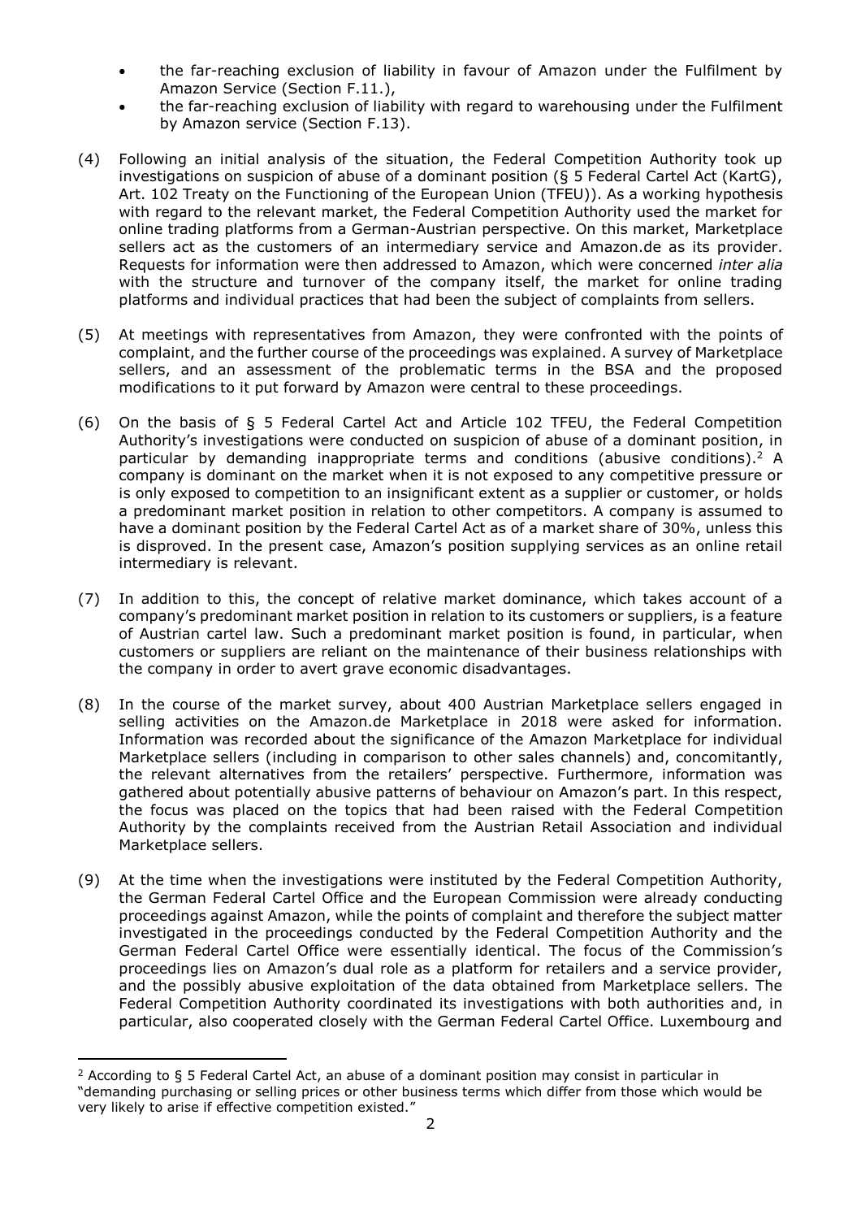- the far-reaching exclusion of liability in favour of Amazon under the Fulfilment by Amazon Service (Section F.11.),
- the far-reaching exclusion of liability with regard to warehousing under the Fulfilment by Amazon service (Section F.13).

(4) Following an initial analysis of the situation, the Federal Competition Authority took up investigations on suspicion of abuse of a dominant position (§ 5 Federal Cartel Act (KartG), Art. 102 Treaty on the Functioning of the European Union (TFEU)). As a working hypothesis with regard to the relevant market, the Federal Competition Authority used the market for online trading platforms from a German-Austrian perspective. On this market, Marketplace sellers act as the customers of an intermediary service and Amazon.de as its provider. Requests for information were then addressed to Amazon, which were concerned *inter alia* with the structure and turnover of the company itself, the market for online trading platforms and individual practices that had been the subject of complaints from sellers.

(5) At meetings with representatives from Amazon, they were confronted with the points of complaint, and the further course of the proceedings was explained. A survey of Marketplace sellers, and an assessment of the problematic terms in the BSA and the proposed modifications to it put forward by Amazon were central to these proceedings.

(6) On the basis of § 5 Federal Cartel Act and Article 102 TFEU, the Federal Competition Authority's investigations were conducted on suspicion of abuse of a dominant position, in particular by demanding inappropriate terms and conditions (abusive conditions).[2] A company is dominant on the market when it is not exposed to any competitive pressure or is only exposed to competition to an insignificant extent as a supplier or customer, or holds a predominant market position in relation to other competitors. A company is assumed to have a dominant position by the Federal Cartel Act as of a market share of 30%, unless this is disproved. In the present case, Amazon's position supplying services as an online retail intermediary is relevant.

(7) In addition to this, the concept of relative market dominance, which takes account of a company's predominant market position in relation to its customers or suppliers, is a feature of Austrian cartel law. Such a predominant market position is found, in particular, when customers or suppliers are reliant on the maintenance of their business relationships with the company in order to avert grave economic disadvantages.

(8) In the course of the market survey, about 400 Austrian Marketplace sellers engaged in selling activities on the Amazon.de Marketplace in 2018 were asked for information. Information was recorded about the significance of the Amazon Marketplace for individual Marketplace sellers (including in comparison to other sales channels) and, concomitantly, the relevant alternatives from the retailers' perspective. Furthermore, information was gathered about potentially abusive patterns of behaviour on Amazon's part. In this respect, the focus was placed on the topics that had been raised with the Federal Competition Authority by the complaints received from the Austrian Retail Association and individual Marketplace sellers.

(9) At the time when the investigations were instituted by the Federal Competition Authority, the German Federal Cartel Office and the European Commission were already conducting proceedings against Amazon, while the points of complaint and therefore the subject matter investigated in the proceedings conducted by the Federal Competition Authority and the German Federal Cartel Office were essentially identical. The focus of the Commission's proceedings lies on Amazon's dual role as a platform for retailers and a service provider, and the possibly abusive exploitation of the data obtained from Marketplace sellers. The Federal Competition Authority coordinated its investigations with both authorities and, in particular, also cooperated closely with the German Federal Cartel Office. Luxembourg and

[2] According to § 5 Federal Cartel Act, an abuse of a dominant position may consist in particular in "demanding purchasing or selling prices or other business terms which differ from those which would be very likely to arise if effective competition existed."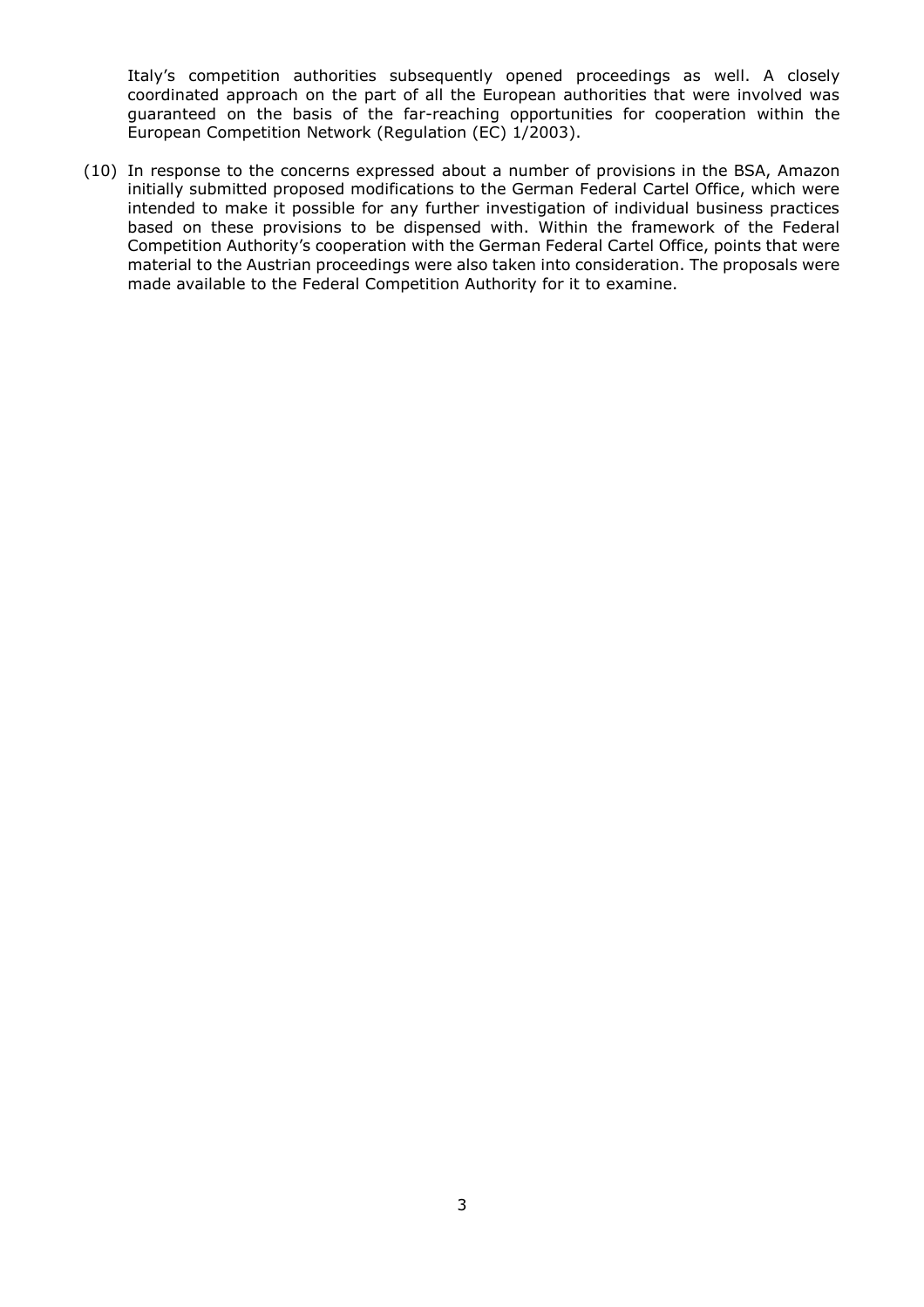Italy's competition authorities subsequently opened proceedings as well. A closely coordinated approach on the part of all the European authorities that were involved was guaranteed on the basis of the far-reaching opportunities for cooperation within the European Competition Network (Regulation (EC) 1/2003).

(10) In response to the concerns expressed about a number of provisions in the BSA, Amazon initially submitted proposed modifications to the German Federal Cartel Office, which were intended to make it possible for any further investigation of individual business practices based on these provisions to be dispensed with. Within the framework of the Federal Competition Authority's cooperation with the German Federal Cartel Office, points that were material to the Austrian proceedings were also taken into consideration. The proposals were made available to the Federal Competition Authority for it to examine.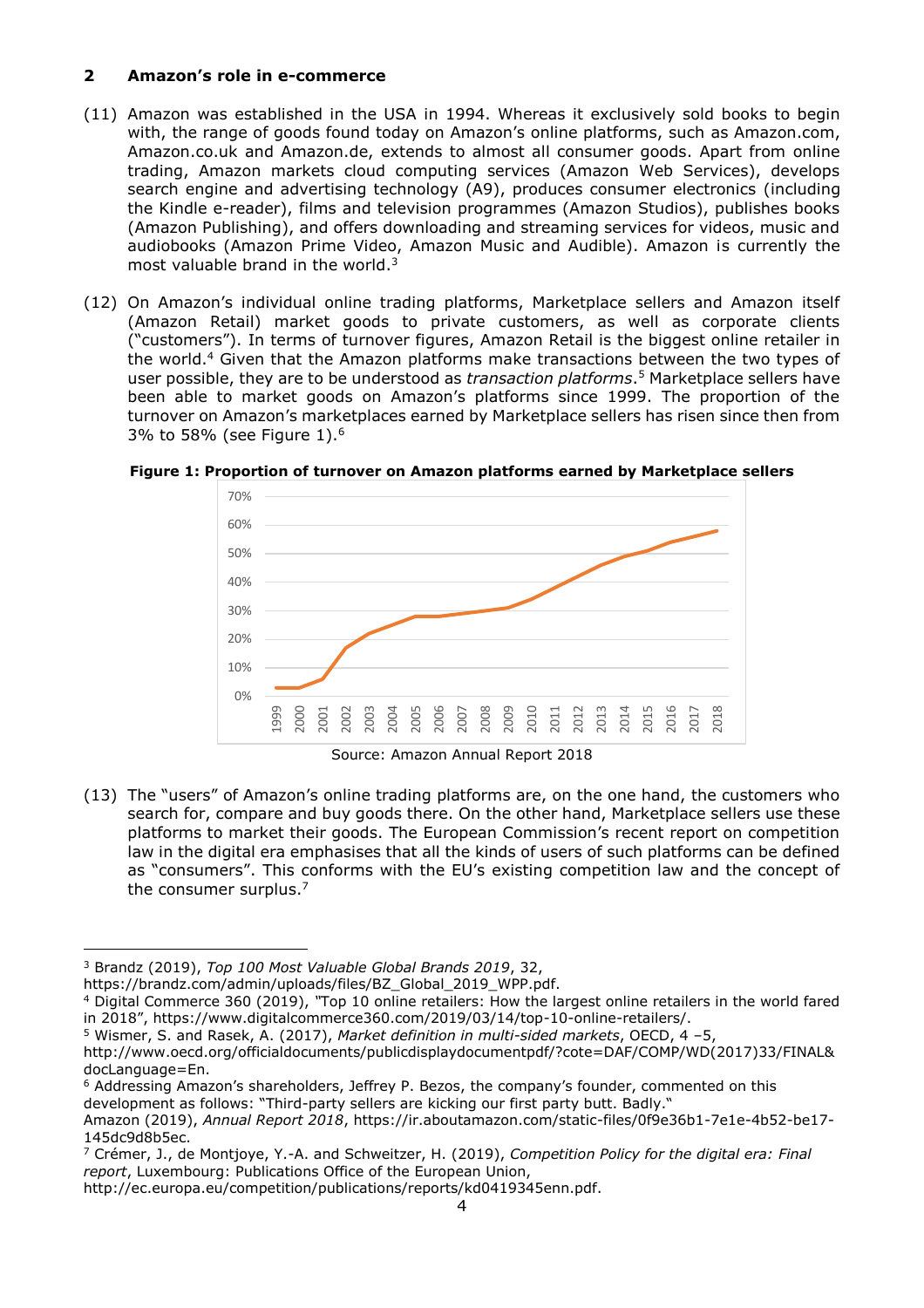## 2 Amazon's role in e-commerce

(11) Amazon was established in the USA in 1994. Whereas it exclusively sold books to begin with, the range of goods found today on Amazon's online platforms, such as Amazon.com, Amazon.co.uk and Amazon.de, extends to almost all consumer goods. Apart from online trading, Amazon markets cloud computing services (Amazon Web Services), develops search engine and advertising technology (A9), produces consumer electronics (including the Kindle e-reader), films and television programmes (Amazon Studios), publishes books (Amazon Publishing), and offers downloading and streaming services for videos, music and audiobooks (Amazon Prime Video, Amazon Music and Audible). Amazon is currently the most valuable brand in the world.[3]

(12) On Amazon's individual online trading platforms, Marketplace sellers and Amazon itself (Amazon Retail) market goods to private customers, as well as corporate clients ("customers"). In terms of turnover figures, Amazon Retail is the biggest online retailer in the world.[4] Given that the Amazon platforms make transactions between the two types of user possible, they are to be understood as *transaction platforms*.[5] Marketplace sellers have been able to market goods on Amazon's platforms since 1999. The proportion of the turnover on Amazon's marketplaces earned by Marketplace sellers has risen since then from 3% to 58% (see Figure 1).[6]

**Figure 1: Proportion of turnover on Amazon platforms earned by Marketplace sellers**

Source: Amazon Annual Report 2018

(13) The "users" of Amazon's online trading platforms are, on the one hand, the customers who search for, compare and buy goods there. On the other hand, Marketplace sellers use these platforms to market their goods. The European Commission's recent report on competition law in the digital era emphasises that all the kinds of users of such platforms can be defined as "consumers". This conforms with the EU's existing competition law and the concept of the consumer surplus.[7]

---

[3] Brandz (2019), *Top 100 Most Valuable Global Brands 2019*, 32, https://brandz.com/admin/uploads/files/BZ_Global_2019_WPP.pdf.

[4] Digital Commerce 360 (2019), "Top 10 online retailers: How the largest online retailers in the world fared in 2018", https://www.digitalcommerce360.com/2019/03/14/top-10-online-retailers/.

[5] Wismer, S. and Rasek, A. (2017), *Market definition in multi-sided markets*, OECD, 4 –5, http://www.oecd.org/officialdocuments/publicdisplaydocumentpdf/?cote=DAF/COMP/WD(2017)33/FINAL&docLanguage=En.

[6] Addressing Amazon's shareholders, Jeffrey P. Bezos, the company's founder, commented on this development as follows: "Third-party sellers are kicking our first party butt. Badly."
Amazon (2019), *Annual Report 2018*, https://ir.aboutamazon.com/static-files/0f9e36b1-7e1e-4b52-be17-145dc9d8b5ec.

[7] Crémer, J., de Montjoye, Y.-A. and Schweitzer, H. (2019), *Competition Policy for the digital era: Final report*, Luxembourg: Publications Office of the European Union, http://ec.europa.eu/competition/publications/reports/kd0419345enn.pdf.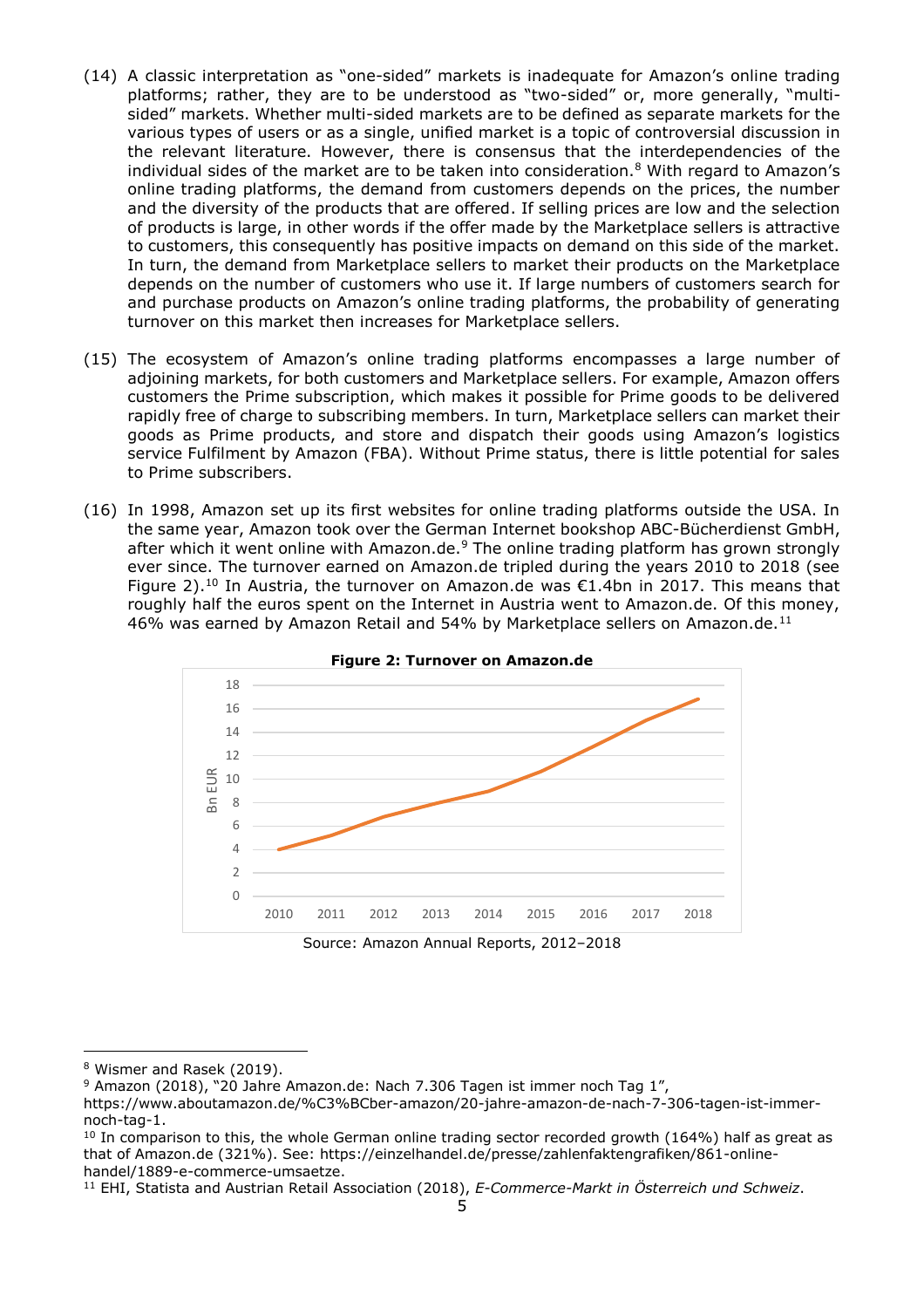(14) A classic interpretation as "one-sided" markets is inadequate for Amazon's online trading platforms; rather, they are to be understood as "two-sided" or, more generally, "multi-sided" markets. Whether multi-sided markets are to be defined as separate markets for the various types of users or as a single, unified market is a topic of controversial discussion in the relevant literature. However, there is consensus that the interdependencies of the individual sides of the market are to be taken into consideration.[8] With regard to Amazon's online trading platforms, the demand from customers depends on the prices, the number and the diversity of the products that are offered. If selling prices are low and the selection of products is large, in other words if the offer made by the Marketplace sellers is attractive to customers, this consequently has positive impacts on demand on this side of the market. In turn, the demand from Marketplace sellers to market their products on the Marketplace depends on the number of customers who use it. If large numbers of customers search for and purchase products on Amazon's online trading platforms, the probability of generating turnover on this market then increases for Marketplace sellers.

(15) The ecosystem of Amazon's online trading platforms encompasses a large number of adjoining markets, for both customers and Marketplace sellers. For example, Amazon offers customers the Prime subscription, which makes it possible for Prime goods to be delivered rapidly free of charge to subscribing members. In turn, Marketplace sellers can market their goods as Prime products, and store and dispatch their goods using Amazon's logistics service Fulfilment by Amazon (FBA). Without Prime status, there is little potential for sales to Prime subscribers.

(16) In 1998, Amazon set up its first websites for online trading platforms outside the USA. In the same year, Amazon took over the German Internet bookshop ABC-Bücherdienst GmbH, after which it went online with Amazon.de.[9] The online trading platform has grown strongly ever since. The turnover earned on Amazon.de tripled during the years 2010 to 2018 (see Figure 2).[10] In Austria, the turnover on Amazon.de was €1.4bn in 2017. This means that roughly half the euros spent on the Internet in Austria went to Amazon.de. Of this money, 46% was earned by Amazon Retail and 54% by Marketplace sellers on Amazon.de.[11]

**Figure 2: Turnover on Amazon.de**

Source: Amazon Annual Reports, 2012–2018

---

[8] Wismer and Rasek (2019).

[9] Amazon (2018), "20 Jahre Amazon.de: Nach 7.306 Tagen ist immer noch Tag 1", https://www.aboutamazon.de/%C3%BCber-amazon/20-jahre-amazon-de-nach-7-306-tagen-ist-immer-noch-tag-1.

[10] In comparison to this, the whole German online trading sector recorded growth (164%) half as great as that of Amazon.de (321%). See: https://einzelhandel.de/presse/zahlenfaktengrafiken/861-online-handel/1889-e-commerce-umsaetze.

[11] EHI, Statista and Austrian Retail Association (2018), *E-Commerce-Markt in Österreich und Schweiz*.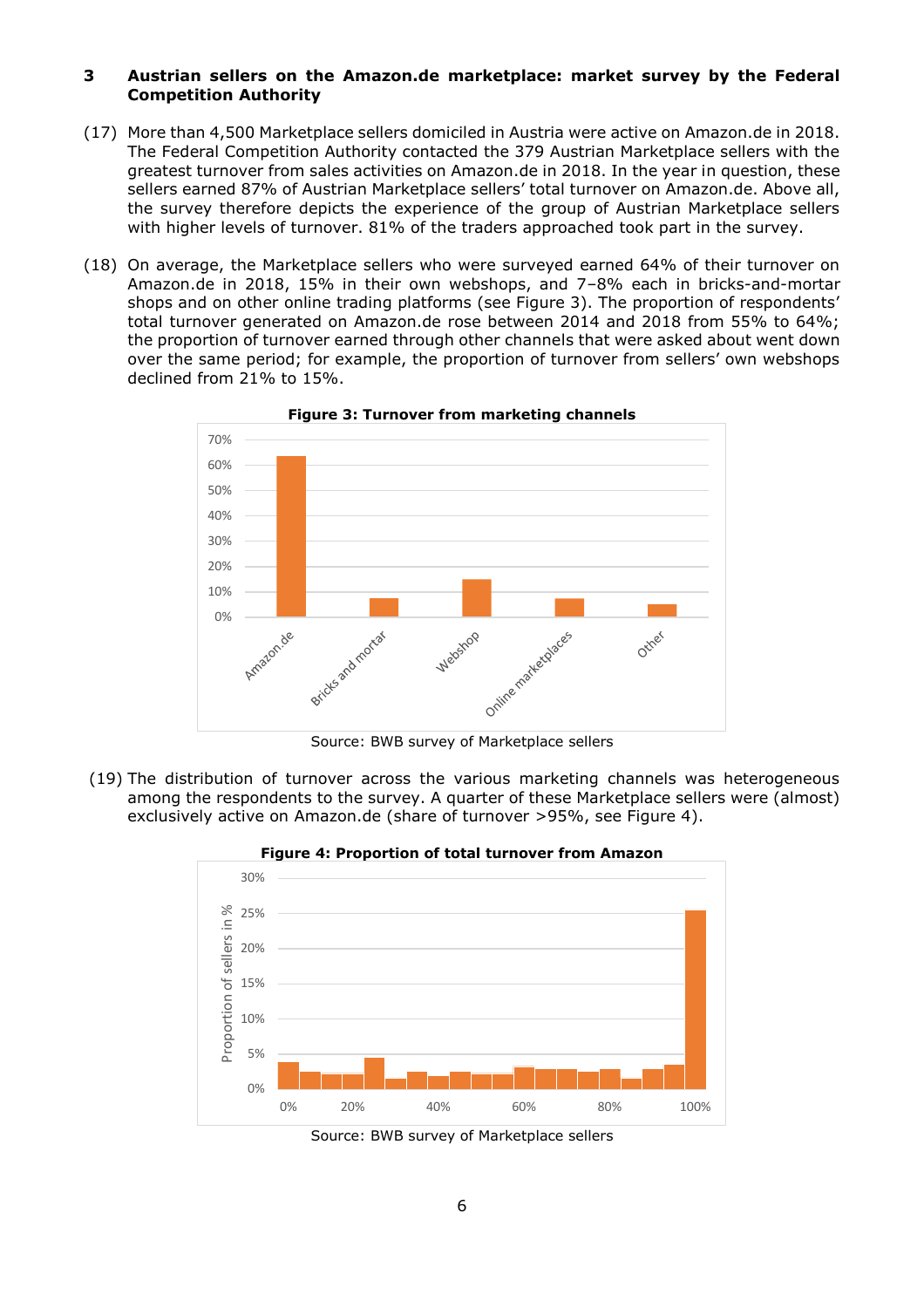## 3 Austrian sellers on the Amazon.de marketplace: market survey by the Federal Competition Authority

(17) More than 4,500 Marketplace sellers domiciled in Austria were active on Amazon.de in 2018. The Federal Competition Authority contacted the 379 Austrian Marketplace sellers with the greatest turnover from sales activities on Amazon.de in 2018. In the year in question, these sellers earned 87% of Austrian Marketplace sellers' total turnover on Amazon.de. Above all, the survey therefore depicts the experience of the group of Austrian Marketplace sellers with higher levels of turnover. 81% of the traders approached took part in the survey.

(18) On average, the Marketplace sellers who were surveyed earned 64% of their turnover on Amazon.de in 2018, 15% in their own webshops, and 7–8% each in bricks-and-mortar shops and on other online trading platforms (see Figure 3). The proportion of respondents' total turnover generated on Amazon.de rose between 2014 and 2018 from 55% to 64%; the proportion of turnover earned through other channels that were asked about went down over the same period; for example, the proportion of turnover from sellers' own webshops declined from 21% to 15%.

**Figure 3: Turnover from marketing channels**

Source: BWB survey of Marketplace sellers

(19) The distribution of turnover across the various marketing channels was heterogeneous among the respondents to the survey. A quarter of these Marketplace sellers were (almost) exclusively active on Amazon.de (share of turnover >95%, see Figure 4).

**Figure 4: Proportion of total turnover from Amazon**

Source: BWB survey of Marketplace sellers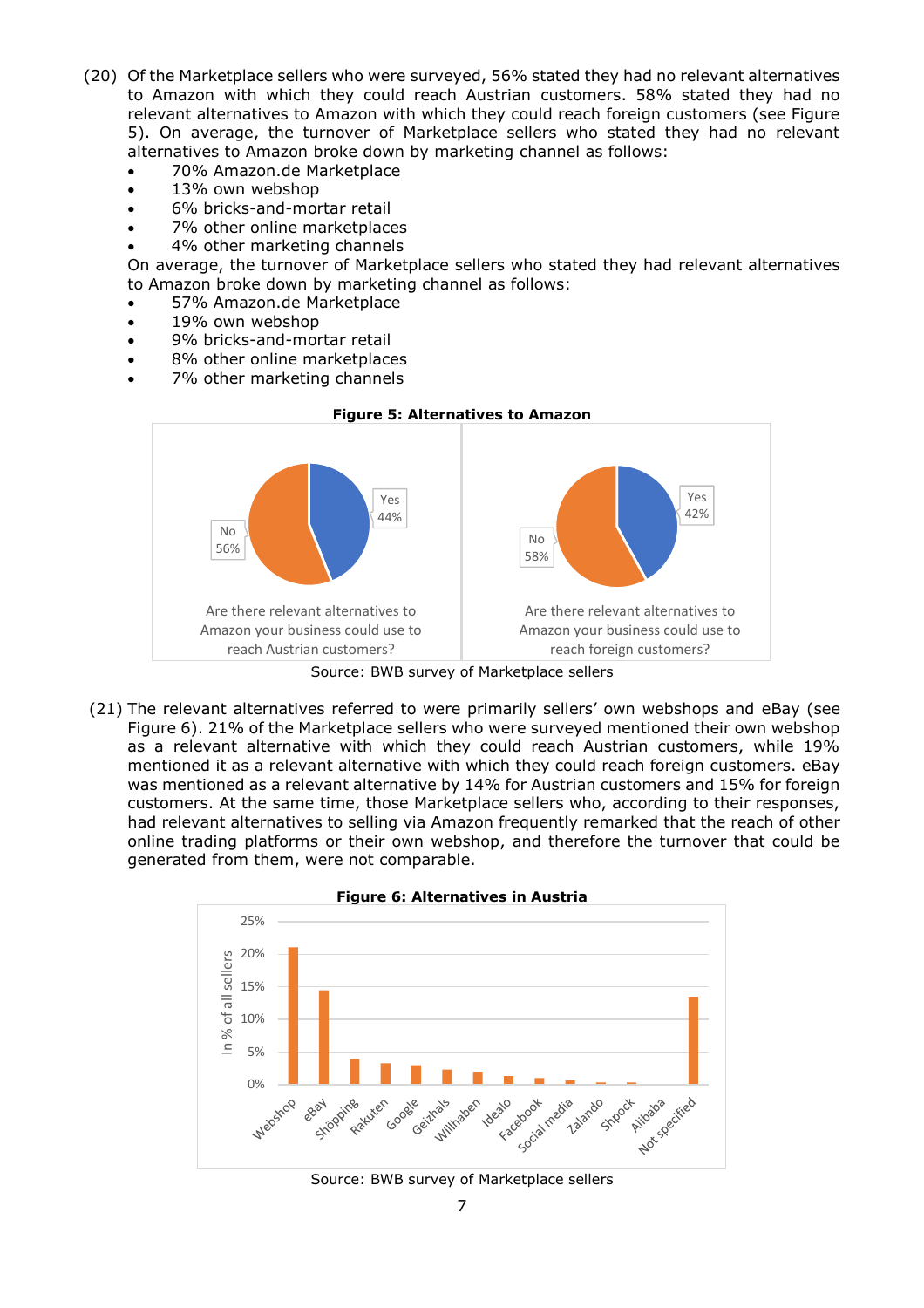(20) Of the Marketplace sellers who were surveyed, 56% stated they had no relevant alternatives to Amazon with which they could reach Austrian customers. 58% stated they had no relevant alternatives to Amazon with which they could reach foreign customers (see Figure 5). On average, the turnover of Marketplace sellers who stated they had no relevant alternatives to Amazon broke down by marketing channel as follows:

- 70% Amazon.de Marketplace
- 13% own webshop
- 6% bricks-and-mortar retail
- 7% other online marketplaces
- 4% other marketing channels

On average, the turnover of Marketplace sellers who stated they had relevant alternatives to Amazon broke down by marketing channel as follows:

- 57% Amazon.de Marketplace
- 19% own webshop
- 9% bricks-and-mortar retail
- 8% other online marketplaces
- 7% other marketing channels

**Figure 5: Alternatives to Amazon**

| Are there relevant alternatives to Amazon your business could use to reach Austrian customers? | |
|---|---|
| Yes | 44% |
| No | 56% |

| Are there relevant alternatives to Amazon your business could use to reach foreign customers? | |
|---|---|
| Yes | 42% |
| No | 58% |

Source: BWB survey of Marketplace sellers

(21) The relevant alternatives referred to were primarily sellers' own webshops and eBay (see Figure 6). 21% of the Marketplace sellers who were surveyed mentioned their own webshop as a relevant alternative with which they could reach Austrian customers, while 19% mentioned it as a relevant alternative with which they could reach foreign customers. eBay was mentioned as a relevant alternative by 14% for Austrian customers and 15% for foreign customers. At the same time, those Marketplace sellers who, according to their responses, had relevant alternatives to selling via Amazon frequently remarked that the reach of other online trading platforms or their own webshop, and therefore the turnover that could be generated from them, were not comparable.

**Figure 6: Alternatives in Austria**

Bar chart (In % of all sellers, axis 0%–25%): Webshop, eBay, Shöpping, Rakuten, Google, Geizhals, Willhaben, Idealo, Facebook, Social media, Zalando, Shpock, Alibaba, Not specified

Source: BWB survey of Marketplace sellers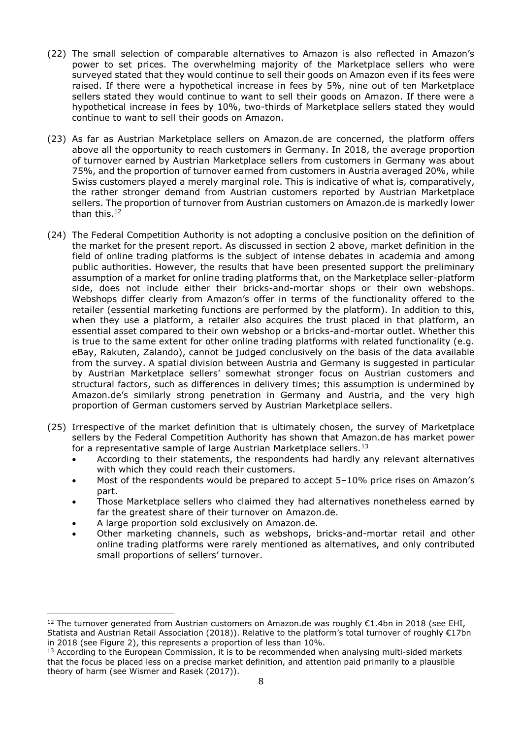(22) The small selection of comparable alternatives to Amazon is also reflected in Amazon's power to set prices. The overwhelming majority of the Marketplace sellers who were surveyed stated that they would continue to sell their goods on Amazon even if its fees were raised. If there were a hypothetical increase in fees by 5%, nine out of ten Marketplace sellers stated they would continue to want to sell their goods on Amazon. If there were a hypothetical increase in fees by 10%, two-thirds of Marketplace sellers stated they would continue to want to sell their goods on Amazon.

(23) As far as Austrian Marketplace sellers on Amazon.de are concerned, the platform offers above all the opportunity to reach customers in Germany. In 2018, the average proportion of turnover earned by Austrian Marketplace sellers from customers in Germany was about 75%, and the proportion of turnover earned from customers in Austria averaged 20%, while Swiss customers played a merely marginal role. This is indicative of what is, comparatively, the rather stronger demand from Austrian customers reported by Austrian Marketplace sellers. The proportion of turnover from Austrian customers on Amazon.de is markedly lower than this.[12]

(24) The Federal Competition Authority is not adopting a conclusive position on the definition of the market for the present report. As discussed in section 2 above, market definition in the field of online trading platforms is the subject of intense debates in academia and among public authorities. However, the results that have been presented support the preliminary assumption of a market for online trading platforms that, on the Marketplace seller-platform side, does not include either their bricks-and-mortar shops or their own webshops. Webshops differ clearly from Amazon's offer in terms of the functionality offered to the retailer (essential marketing functions are performed by the platform). In addition to this, when they use a platform, a retailer also acquires the trust placed in that platform, an essential asset compared to their own webshop or a bricks-and-mortar outlet. Whether this is true to the same extent for other online trading platforms with related functionality (e.g. eBay, Rakuten, Zalando), cannot be judged conclusively on the basis of the data available from the survey. A spatial division between Austria and Germany is suggested in particular by Austrian Marketplace sellers' somewhat stronger focus on Austrian customers and structural factors, such as differences in delivery times; this assumption is undermined by Amazon.de's similarly strong penetration in Germany and Austria, and the very high proportion of German customers served by Austrian Marketplace sellers.

(25) Irrespective of the market definition that is ultimately chosen, the survey of Marketplace sellers by the Federal Competition Authority has shown that Amazon.de has market power for a representative sample of large Austrian Marketplace sellers.[13]

- According to their statements, the respondents had hardly any relevant alternatives with which they could reach their customers.
- Most of the respondents would be prepared to accept 5–10% price rises on Amazon's part.
- Those Marketplace sellers who claimed they had alternatives nonetheless earned by far the greatest share of their turnover on Amazon.de.
- A large proportion sold exclusively on Amazon.de.
- Other marketing channels, such as webshops, bricks-and-mortar retail and other online trading platforms were rarely mentioned as alternatives, and only contributed small proportions of sellers' turnover.

---

[12] The turnover generated from Austrian customers on Amazon.de was roughly €1.4bn in 2018 (see EHI, Statista and Austrian Retail Association (2018)). Relative to the platform's total turnover of roughly €17bn in 2018 (see Figure 2), this represents a proportion of less than 10%.

[13] According to the European Commission, it is to be recommended when analysing multi-sided markets that the focus be placed less on a precise market definition, and attention paid primarily to a plausible theory of harm (see Wismer and Rasek (2017)).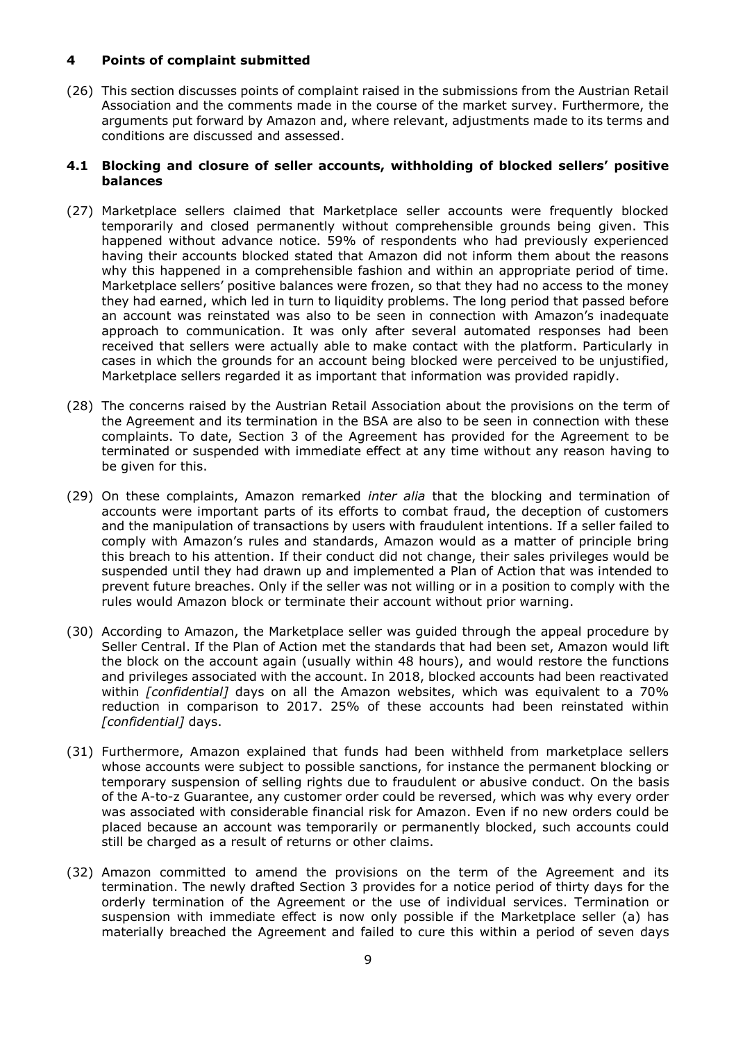## 4 Points of complaint submitted

(26) This section discusses points of complaint raised in the submissions from the Austrian Retail Association and the comments made in the course of the market survey. Furthermore, the arguments put forward by Amazon and, where relevant, adjustments made to its terms and conditions are discussed and assessed.

### 4.1 Blocking and closure of seller accounts, withholding of blocked sellers' positive balances

(27) Marketplace sellers claimed that Marketplace seller accounts were frequently blocked temporarily and closed permanently without comprehensible grounds being given. This happened without advance notice. 59% of respondents who had previously experienced having their accounts blocked stated that Amazon did not inform them about the reasons why this happened in a comprehensible fashion and within an appropriate period of time. Marketplace sellers' positive balances were frozen, so that they had no access to the money they had earned, which led in turn to liquidity problems. The long period that passed before an account was reinstated was also to be seen in connection with Amazon's inadequate approach to communication. It was only after several automated responses had been received that sellers were actually able to make contact with the platform. Particularly in cases in which the grounds for an account being blocked were perceived to be unjustified, Marketplace sellers regarded it as important that information was provided rapidly.

(28) The concerns raised by the Austrian Retail Association about the provisions on the term of the Agreement and its termination in the BSA are also to be seen in connection with these complaints. To date, Section 3 of the Agreement has provided for the Agreement to be terminated or suspended with immediate effect at any time without any reason having to be given for this.

(29) On these complaints, Amazon remarked *inter alia* that the blocking and termination of accounts were important parts of its efforts to combat fraud, the deception of customers and the manipulation of transactions by users with fraudulent intentions. If a seller failed to comply with Amazon's rules and standards, Amazon would as a matter of principle bring this breach to his attention. If their conduct did not change, their sales privileges would be suspended until they had drawn up and implemented a Plan of Action that was intended to prevent future breaches. Only if the seller was not willing or in a position to comply with the rules would Amazon block or terminate their account without prior warning.

(30) According to Amazon, the Marketplace seller was guided through the appeal procedure by Seller Central. If the Plan of Action met the standards that had been set, Amazon would lift the block on the account again (usually within 48 hours), and would restore the functions and privileges associated with the account. In 2018, blocked accounts had been reactivated within *[confidential]* days on all the Amazon websites, which was equivalent to a 70% reduction in comparison to 2017. 25% of these accounts had been reinstated within *[confidential]* days.

(31) Furthermore, Amazon explained that funds had been withheld from marketplace sellers whose accounts were subject to possible sanctions, for instance the permanent blocking or temporary suspension of selling rights due to fraudulent or abusive conduct. On the basis of the A-to-z Guarantee, any customer order could be reversed, which was why every order was associated with considerable financial risk for Amazon. Even if no new orders could be placed because an account was temporarily or permanently blocked, such accounts could still be charged as a result of returns or other claims.

(32) Amazon committed to amend the provisions on the term of the Agreement and its termination. The newly drafted Section 3 provides for a notice period of thirty days for the orderly termination of the Agreement or the use of individual services. Termination or suspension with immediate effect is now only possible if the Marketplace seller (a) has materially breached the Agreement and failed to cure this within a period of seven days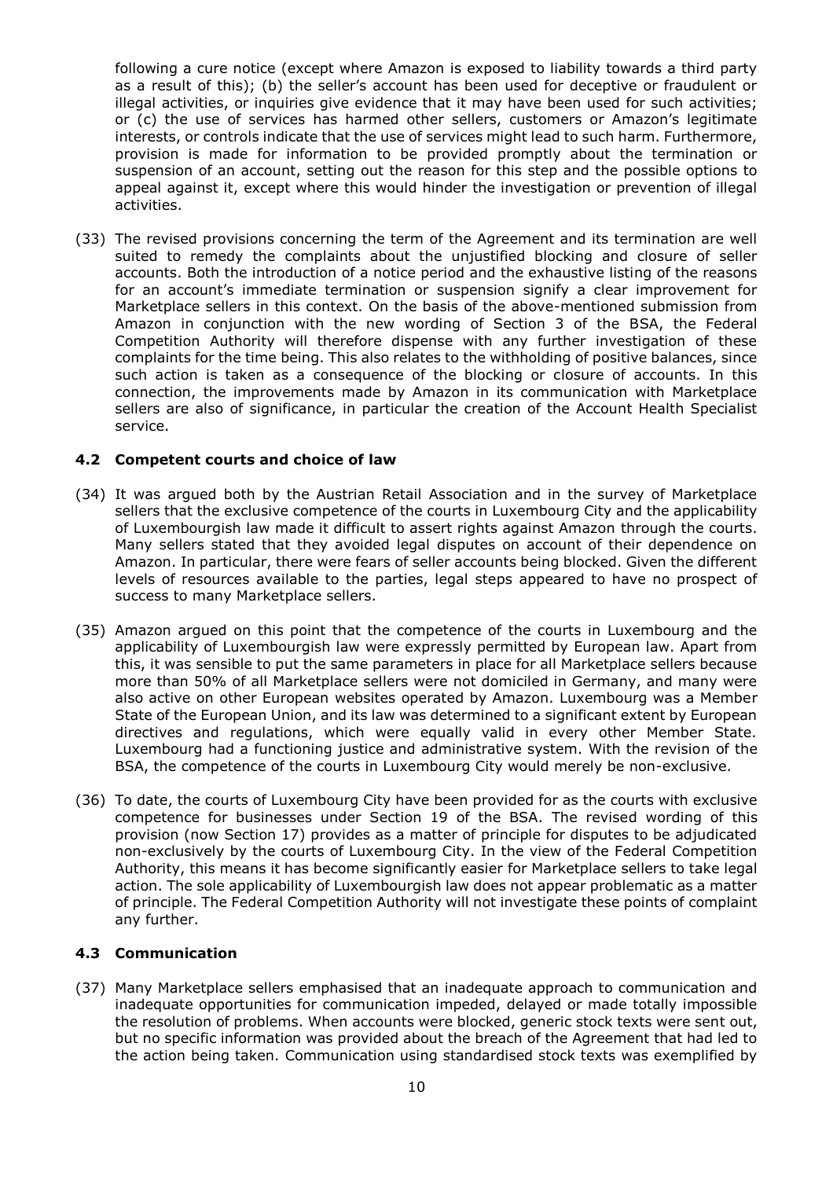following a cure notice (except where Amazon is exposed to liability towards a third party as a result of this); (b) the seller's account has been used for deceptive or fraudulent or illegal activities, or inquiries give evidence that it may have been used for such activities; or (c) the use of services has harmed other sellers, customers or Amazon's legitimate interests, or controls indicate that the use of services might lead to such harm. Furthermore, provision is made for information to be provided promptly about the termination or suspension of an account, setting out the reason for this step and the possible options to appeal against it, except where this would hinder the investigation or prevention of illegal activities.

(33) The revised provisions concerning the term of the Agreement and its termination are well suited to remedy the complaints about the unjustified blocking and closure of seller accounts. Both the introduction of a notice period and the exhaustive listing of the reasons for an account's immediate termination or suspension signify a clear improvement for Marketplace sellers in this context. On the basis of the above-mentioned submission from Amazon in conjunction with the new wording of Section 3 of the BSA, the Federal Competition Authority will therefore dispense with any further investigation of these complaints for the time being. This also relates to the withholding of positive balances, since such action is taken as a consequence of the blocking or closure of accounts. In this connection, the improvements made by Amazon in its communication with Marketplace sellers are also of significance, in particular the creation of the Account Health Specialist service.

### 4.2 Competent courts and choice of law

(34) It was argued both by the Austrian Retail Association and in the survey of Marketplace sellers that the exclusive competence of the courts in Luxembourg City and the applicability of Luxembourgish law made it difficult to assert rights against Amazon through the courts. Many sellers stated that they avoided legal disputes on account of their dependence on Amazon. In particular, there were fears of seller accounts being blocked. Given the different levels of resources available to the parties, legal steps appeared to have no prospect of success to many Marketplace sellers.

(35) Amazon argued on this point that the competence of the courts in Luxembourg and the applicability of Luxembourgish law were expressly permitted by European law. Apart from this, it was sensible to put the same parameters in place for all Marketplace sellers because more than 50% of all Marketplace sellers were not domiciled in Germany, and many were also active on other European websites operated by Amazon. Luxembourg was a Member State of the European Union, and its law was determined to a significant extent by European directives and regulations, which were equally valid in every other Member State. Luxembourg had a functioning justice and administrative system. With the revision of the BSA, the competence of the courts in Luxembourg City would merely be non-exclusive.

(36) To date, the courts of Luxembourg City have been provided for as the courts with exclusive competence for businesses under Section 19 of the BSA. The revised wording of this provision (now Section 17) provides as a matter of principle for disputes to be adjudicated non-exclusively by the courts of Luxembourg City. In the view of the Federal Competition Authority, this means it has become significantly easier for Marketplace sellers to take legal action. The sole applicability of Luxembourgish law does not appear problematic as a matter of principle. The Federal Competition Authority will not investigate these points of complaint any further.

### 4.3 Communication

(37) Many Marketplace sellers emphasised that an inadequate approach to communication and inadequate opportunities for communication impeded, delayed or made totally impossible the resolution of problems. When accounts were blocked, generic stock texts were sent out, but no specific information was provided about the breach of the Agreement that had led to the action being taken. Communication using standardised stock texts was exemplified by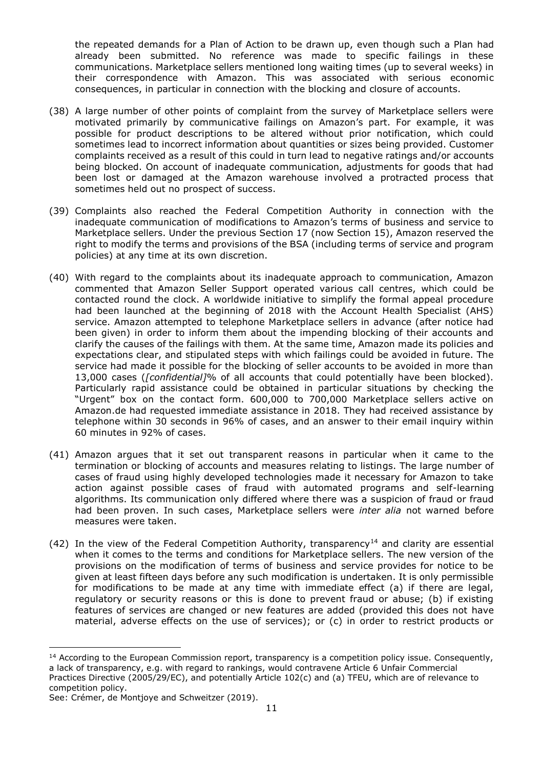the repeated demands for a Plan of Action to be drawn up, even though such a Plan had already been submitted. No reference was made to specific failings in these communications. Marketplace sellers mentioned long waiting times (up to several weeks) in their correspondence with Amazon. This was associated with serious economic consequences, in particular in connection with the blocking and closure of accounts.

(38) A large number of other points of complaint from the survey of Marketplace sellers were motivated primarily by communicative failings on Amazon's part. For example, it was possible for product descriptions to be altered without prior notification, which could sometimes lead to incorrect information about quantities or sizes being provided. Customer complaints received as a result of this could in turn lead to negative ratings and/or accounts being blocked. On account of inadequate communication, adjustments for goods that had been lost or damaged at the Amazon warehouse involved a protracted process that sometimes held out no prospect of success.

(39) Complaints also reached the Federal Competition Authority in connection with the inadequate communication of modifications to Amazon's terms of business and service to Marketplace sellers. Under the previous Section 17 (now Section 15), Amazon reserved the right to modify the terms and provisions of the BSA (including terms of service and program policies) at any time at its own discretion.

(40) With regard to the complaints about its inadequate approach to communication, Amazon commented that Amazon Seller Support operated various call centres, which could be contacted round the clock. A worldwide initiative to simplify the formal appeal procedure had been launched at the beginning of 2018 with the Account Health Specialist (AHS) service. Amazon attempted to telephone Marketplace sellers in advance (after notice had been given) in order to inform them about the impending blocking of their accounts and clarify the causes of the failings with them. At the same time, Amazon made its policies and expectations clear, and stipulated steps with which failings could be avoided in future. The service had made it possible for the blocking of seller accounts to be avoided in more than 13,000 cases (*[confidential]*% of all accounts that could potentially have been blocked). Particularly rapid assistance could be obtained in particular situations by checking the "Urgent" box on the contact form. 600,000 to 700,000 Marketplace sellers active on Amazon.de had requested immediate assistance in 2018. They had received assistance by telephone within 30 seconds in 96% of cases, and an answer to their email inquiry within 60 minutes in 92% of cases.

(41) Amazon argues that it set out transparent reasons in particular when it came to the termination or blocking of accounts and measures relating to listings. The large number of cases of fraud using highly developed technologies made it necessary for Amazon to take action against possible cases of fraud with automated programs and self-learning algorithms. Its communication only differed where there was a suspicion of fraud or fraud had been proven. In such cases, Marketplace sellers were *inter alia* not warned before measures were taken.

(42) In the view of the Federal Competition Authority, transparency[14] and clarity are essential when it comes to the terms and conditions for Marketplace sellers. The new version of the provisions on the modification of terms of business and service provides for notice to be given at least fifteen days before any such modification is undertaken. It is only permissible for modifications to be made at any time with immediate effect (a) if there are legal, regulatory or security reasons or this is done to prevent fraud or abuse; (b) if existing features of services are changed or new features are added (provided this does not have material, adverse effects on the use of services); or (c) in order to restrict products or

---

[14] According to the European Commission report, transparency is a competition policy issue. Consequently, a lack of transparency, e.g. with regard to rankings, would contravene Article 6 Unfair Commercial Practices Directive (2005/29/EC), and potentially Article 102(c) and (a) TFEU, which are of relevance to competition policy.
See: Crémer, de Montjoye and Schweitzer (2019).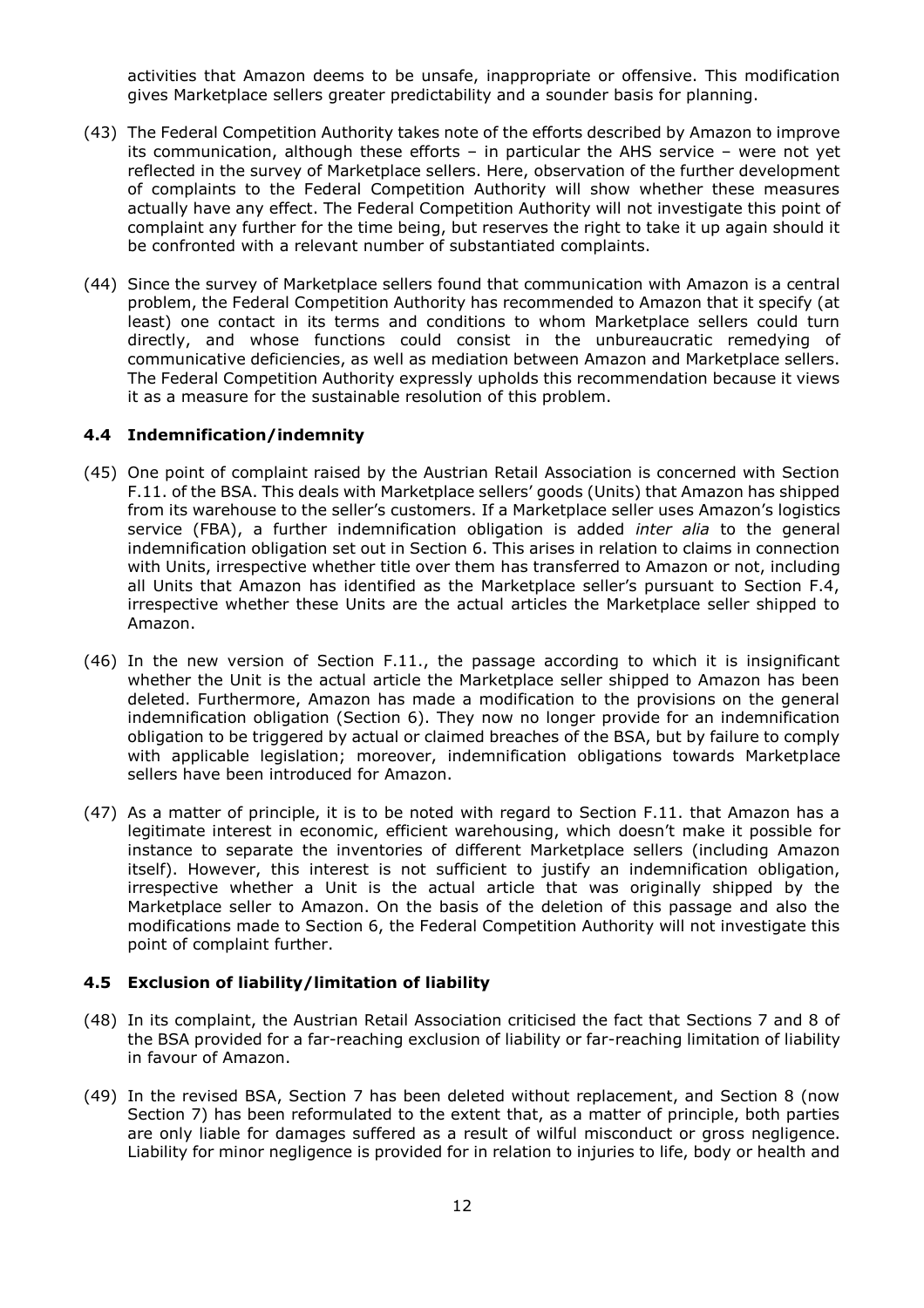activities that Amazon deems to be unsafe, inappropriate or offensive. This modification gives Marketplace sellers greater predictability and a sounder basis for planning.

(43) The Federal Competition Authority takes note of the efforts described by Amazon to improve its communication, although these efforts – in particular the AHS service – were not yet reflected in the survey of Marketplace sellers. Here, observation of the further development of complaints to the Federal Competition Authority will show whether these measures actually have any effect. The Federal Competition Authority will not investigate this point of complaint any further for the time being, but reserves the right to take it up again should it be confronted with a relevant number of substantiated complaints.

(44) Since the survey of Marketplace sellers found that communication with Amazon is a central problem, the Federal Competition Authority has recommended to Amazon that it specify (at least) one contact in its terms and conditions to whom Marketplace sellers could turn directly, and whose functions could consist in the unbureaucratic remedying of communicative deficiencies, as well as mediation between Amazon and Marketplace sellers. The Federal Competition Authority expressly upholds this recommendation because it views it as a measure for the sustainable resolution of this problem.

### 4.4 Indemnification/indemnity

(45) One point of complaint raised by the Austrian Retail Association is concerned with Section F.11. of the BSA. This deals with Marketplace sellers' goods (Units) that Amazon has shipped from its warehouse to the seller's customers. If a Marketplace seller uses Amazon's logistics service (FBA), a further indemnification obligation is added *inter alia* to the general indemnification obligation set out in Section 6. This arises in relation to claims in connection with Units, irrespective whether title over them has transferred to Amazon or not, including all Units that Amazon has identified as the Marketplace seller's pursuant to Section F.4, irrespective whether these Units are the actual articles the Marketplace seller shipped to Amazon.

(46) In the new version of Section F.11., the passage according to which it is insignificant whether the Unit is the actual article the Marketplace seller shipped to Amazon has been deleted. Furthermore, Amazon has made a modification to the provisions on the general indemnification obligation (Section 6). They now no longer provide for an indemnification obligation to be triggered by actual or claimed breaches of the BSA, but by failure to comply with applicable legislation; moreover, indemnification obligations towards Marketplace sellers have been introduced for Amazon.

(47) As a matter of principle, it is to be noted with regard to Section F.11. that Amazon has a legitimate interest in economic, efficient warehousing, which doesn't make it possible for instance to separate the inventories of different Marketplace sellers (including Amazon itself). However, this interest is not sufficient to justify an indemnification obligation, irrespective whether a Unit is the actual article that was originally shipped by the Marketplace seller to Amazon. On the basis of the deletion of this passage and also the modifications made to Section 6, the Federal Competition Authority will not investigate this point of complaint further.

### 4.5 Exclusion of liability/limitation of liability

(48) In its complaint, the Austrian Retail Association criticised the fact that Sections 7 and 8 of the BSA provided for a far-reaching exclusion of liability or far-reaching limitation of liability in favour of Amazon.

(49) In the revised BSA, Section 7 has been deleted without replacement, and Section 8 (now Section 7) has been reformulated to the extent that, as a matter of principle, both parties are only liable for damages suffered as a result of wilful misconduct or gross negligence. Liability for minor negligence is provided for in relation to injuries to life, body or health and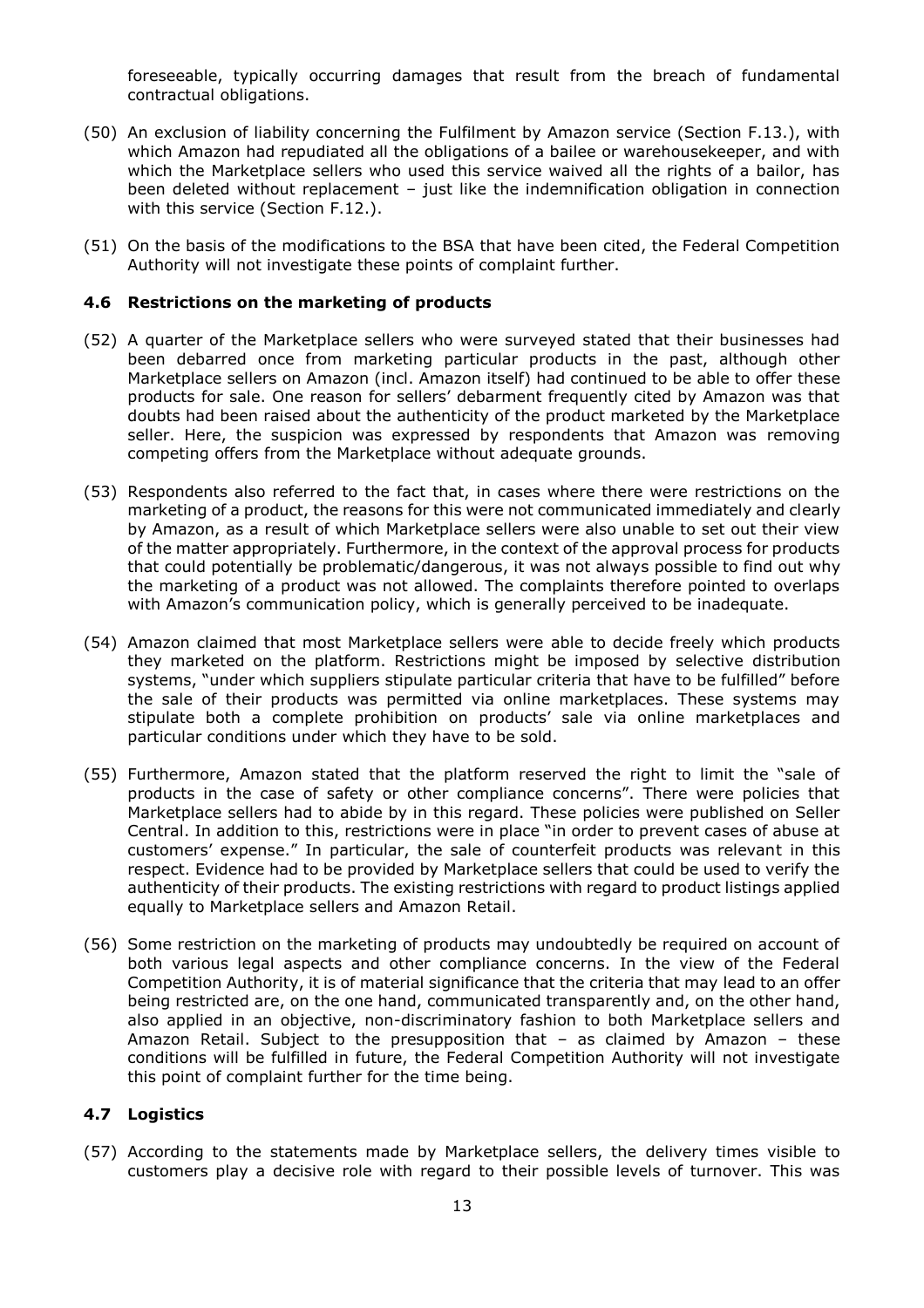foreseeable, typically occurring damages that result from the breach of fundamental contractual obligations.

(50) An exclusion of liability concerning the Fulfilment by Amazon service (Section F.13.), with which Amazon had repudiated all the obligations of a bailee or warehousekeeper, and with which the Marketplace sellers who used this service waived all the rights of a bailor, has been deleted without replacement – just like the indemnification obligation in connection with this service (Section F.12.).

(51) On the basis of the modifications to the BSA that have been cited, the Federal Competition Authority will not investigate these points of complaint further.

### 4.6 Restrictions on the marketing of products

(52) A quarter of the Marketplace sellers who were surveyed stated that their businesses had been debarred once from marketing particular products in the past, although other Marketplace sellers on Amazon (incl. Amazon itself) had continued to be able to offer these products for sale. One reason for sellers' debarment frequently cited by Amazon was that doubts had been raised about the authenticity of the product marketed by the Marketplace seller. Here, the suspicion was expressed by respondents that Amazon was removing competing offers from the Marketplace without adequate grounds.

(53) Respondents also referred to the fact that, in cases where there were restrictions on the marketing of a product, the reasons for this were not communicated immediately and clearly by Amazon, as a result of which Marketplace sellers were also unable to set out their view of the matter appropriately. Furthermore, in the context of the approval process for products that could potentially be problematic/dangerous, it was not always possible to find out why the marketing of a product was not allowed. The complaints therefore pointed to overlaps with Amazon's communication policy, which is generally perceived to be inadequate.

(54) Amazon claimed that most Marketplace sellers were able to decide freely which products they marketed on the platform. Restrictions might be imposed by selective distribution systems, "under which suppliers stipulate particular criteria that have to be fulfilled" before the sale of their products was permitted via online marketplaces. These systems may stipulate both a complete prohibition on products' sale via online marketplaces and particular conditions under which they have to be sold.

(55) Furthermore, Amazon stated that the platform reserved the right to limit the "sale of products in the case of safety or other compliance concerns". There were policies that Marketplace sellers had to abide by in this regard. These policies were published on Seller Central. In addition to this, restrictions were in place "in order to prevent cases of abuse at customers' expense." In particular, the sale of counterfeit products was relevant in this respect. Evidence had to be provided by Marketplace sellers that could be used to verify the authenticity of their products. The existing restrictions with regard to product listings applied equally to Marketplace sellers and Amazon Retail.

(56) Some restriction on the marketing of products may undoubtedly be required on account of both various legal aspects and other compliance concerns. In the view of the Federal Competition Authority, it is of material significance that the criteria that may lead to an offer being restricted are, on the one hand, communicated transparently and, on the other hand, also applied in an objective, non-discriminatory fashion to both Marketplace sellers and Amazon Retail. Subject to the presupposition that – as claimed by Amazon – these conditions will be fulfilled in future, the Federal Competition Authority will not investigate this point of complaint further for the time being.

### 4.7 Logistics

(57) According to the statements made by Marketplace sellers, the delivery times visible to customers play a decisive role with regard to their possible levels of turnover. This was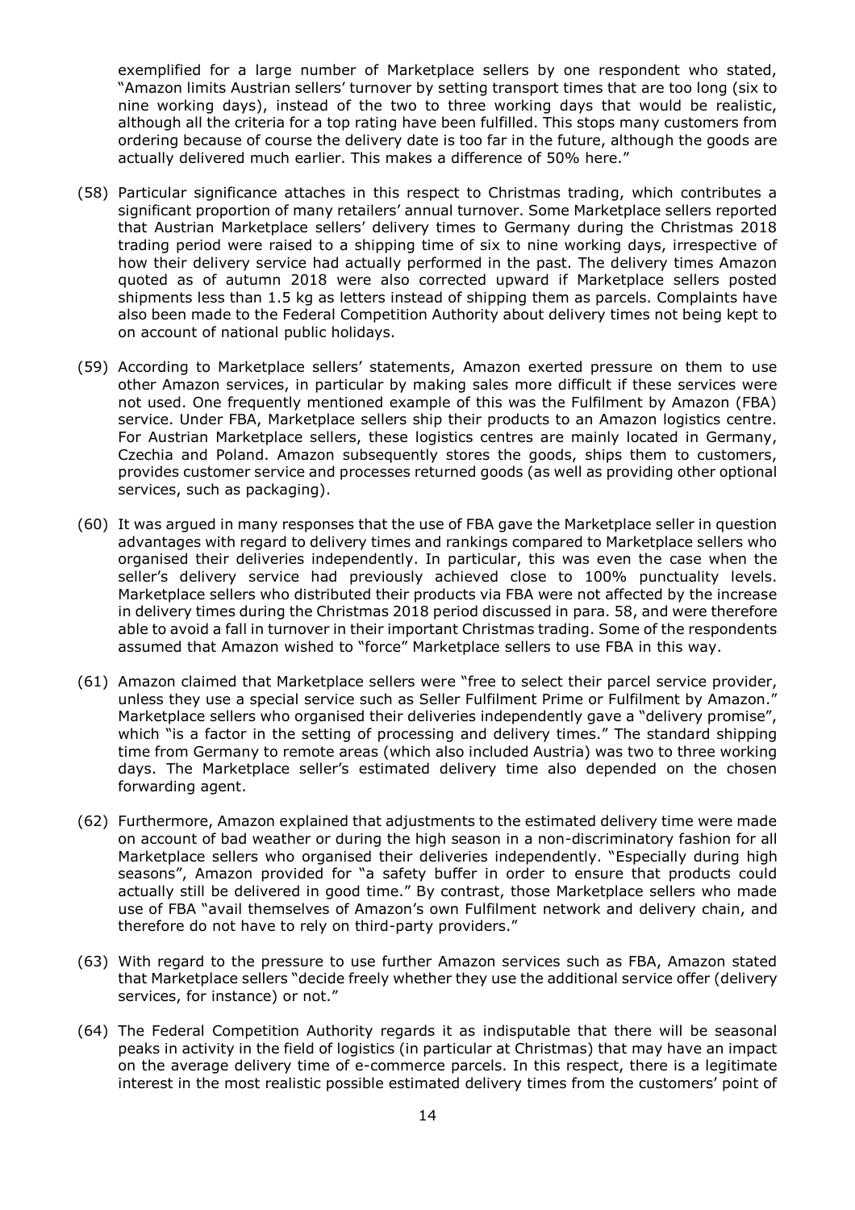exemplified for a large number of Marketplace sellers by one respondent who stated, "Amazon limits Austrian sellers' turnover by setting transport times that are too long (six to nine working days), instead of the two to three working days that would be realistic, although all the criteria for a top rating have been fulfilled. This stops many customers from ordering because of course the delivery date is too far in the future, although the goods are actually delivered much earlier. This makes a difference of 50% here."

(58) Particular significance attaches in this respect to Christmas trading, which contributes a significant proportion of many retailers' annual turnover. Some Marketplace sellers reported that Austrian Marketplace sellers' delivery times to Germany during the Christmas 2018 trading period were raised to a shipping time of six to nine working days, irrespective of how their delivery service had actually performed in the past. The delivery times Amazon quoted as of autumn 2018 were also corrected upward if Marketplace sellers posted shipments less than 1.5 kg as letters instead of shipping them as parcels. Complaints have also been made to the Federal Competition Authority about delivery times not being kept to on account of national public holidays.

(59) According to Marketplace sellers' statements, Amazon exerted pressure on them to use other Amazon services, in particular by making sales more difficult if these services were not used. One frequently mentioned example of this was the Fulfilment by Amazon (FBA) service. Under FBA, Marketplace sellers ship their products to an Amazon logistics centre. For Austrian Marketplace sellers, these logistics centres are mainly located in Germany, Czechia and Poland. Amazon subsequently stores the goods, ships them to customers, provides customer service and processes returned goods (as well as providing other optional services, such as packaging).

(60) It was argued in many responses that the use of FBA gave the Marketplace seller in question advantages with regard to delivery times and rankings compared to Marketplace sellers who organised their deliveries independently. In particular, this was even the case when the seller's delivery service had previously achieved close to 100% punctuality levels. Marketplace sellers who distributed their products via FBA were not affected by the increase in delivery times during the Christmas 2018 period discussed in para. 58, and were therefore able to avoid a fall in turnover in their important Christmas trading. Some of the respondents assumed that Amazon wished to "force" Marketplace sellers to use FBA in this way.

(61) Amazon claimed that Marketplace sellers were "free to select their parcel service provider, unless they use a special service such as Seller Fulfilment Prime or Fulfilment by Amazon." Marketplace sellers who organised their deliveries independently gave a "delivery promise", which "is a factor in the setting of processing and delivery times." The standard shipping time from Germany to remote areas (which also included Austria) was two to three working days. The Marketplace seller's estimated delivery time also depended on the chosen forwarding agent.

(62) Furthermore, Amazon explained that adjustments to the estimated delivery time were made on account of bad weather or during the high season in a non-discriminatory fashion for all Marketplace sellers who organised their deliveries independently. "Especially during high seasons", Amazon provided for "a safety buffer in order to ensure that products could actually still be delivered in good time." By contrast, those Marketplace sellers who made use of FBA "avail themselves of Amazon's own Fulfilment network and delivery chain, and therefore do not have to rely on third-party providers."

(63) With regard to the pressure to use further Amazon services such as FBA, Amazon stated that Marketplace sellers "decide freely whether they use the additional service offer (delivery services, for instance) or not."

(64) The Federal Competition Authority regards it as indisputable that there will be seasonal peaks in activity in the field of logistics (in particular at Christmas) that may have an impact on the average delivery time of e-commerce parcels. In this respect, there is a legitimate interest in the most realistic possible estimated delivery times from the customers' point of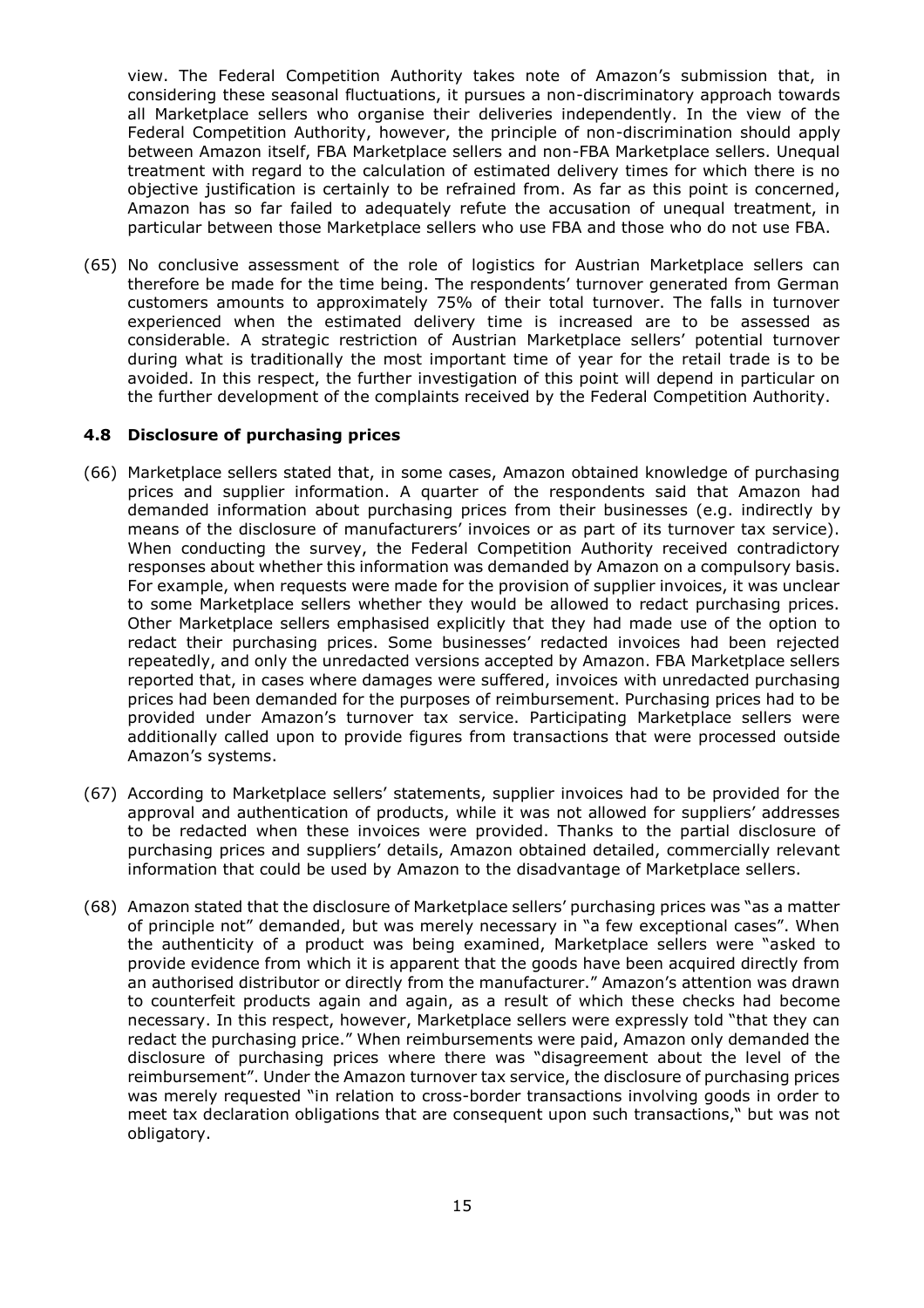view. The Federal Competition Authority takes note of Amazon's submission that, in considering these seasonal fluctuations, it pursues a non-discriminatory approach towards all Marketplace sellers who organise their deliveries independently. In the view of the Federal Competition Authority, however, the principle of non-discrimination should apply between Amazon itself, FBA Marketplace sellers and non-FBA Marketplace sellers. Unequal treatment with regard to the calculation of estimated delivery times for which there is no objective justification is certainly to be refrained from. As far as this point is concerned, Amazon has so far failed to adequately refute the accusation of unequal treatment, in particular between those Marketplace sellers who use FBA and those who do not use FBA.

(65) No conclusive assessment of the role of logistics for Austrian Marketplace sellers can therefore be made for the time being. The respondents' turnover generated from German customers amounts to approximately 75% of their total turnover. The falls in turnover experienced when the estimated delivery time is increased are to be assessed as considerable. A strategic restriction of Austrian Marketplace sellers' potential turnover during what is traditionally the most important time of year for the retail trade is to be avoided. In this respect, the further investigation of this point will depend in particular on the further development of the complaints received by the Federal Competition Authority.

### 4.8 Disclosure of purchasing prices

(66) Marketplace sellers stated that, in some cases, Amazon obtained knowledge of purchasing prices and supplier information. A quarter of the respondents said that Amazon had demanded information about purchasing prices from their businesses (e.g. indirectly by means of the disclosure of manufacturers' invoices or as part of its turnover tax service). When conducting the survey, the Federal Competition Authority received contradictory responses about whether this information was demanded by Amazon on a compulsory basis. For example, when requests were made for the provision of supplier invoices, it was unclear to some Marketplace sellers whether they would be allowed to redact purchasing prices. Other Marketplace sellers emphasised explicitly that they had made use of the option to redact their purchasing prices. Some businesses' redacted invoices had been rejected repeatedly, and only the unredacted versions accepted by Amazon. FBA Marketplace sellers reported that, in cases where damages were suffered, invoices with unredacted purchasing prices had been demanded for the purposes of reimbursement. Purchasing prices had to be provided under Amazon's turnover tax service. Participating Marketplace sellers were additionally called upon to provide figures from transactions that were processed outside Amazon's systems.

(67) According to Marketplace sellers' statements, supplier invoices had to be provided for the approval and authentication of products, while it was not allowed for suppliers' addresses to be redacted when these invoices were provided. Thanks to the partial disclosure of purchasing prices and suppliers' details, Amazon obtained detailed, commercially relevant information that could be used by Amazon to the disadvantage of Marketplace sellers.

(68) Amazon stated that the disclosure of Marketplace sellers' purchasing prices was "as a matter of principle not" demanded, but was merely necessary in "a few exceptional cases". When the authenticity of a product was being examined, Marketplace sellers were "asked to provide evidence from which it is apparent that the goods have been acquired directly from an authorised distributor or directly from the manufacturer." Amazon's attention was drawn to counterfeit products again and again, as a result of which these checks had become necessary. In this respect, however, Marketplace sellers were expressly told "that they can redact the purchasing price." When reimbursements were paid, Amazon only demanded the disclosure of purchasing prices where there was "disagreement about the level of the reimbursement". Under the Amazon turnover tax service, the disclosure of purchasing prices was merely requested "in relation to cross-border transactions involving goods in order to meet tax declaration obligations that are consequent upon such transactions," but was not obligatory.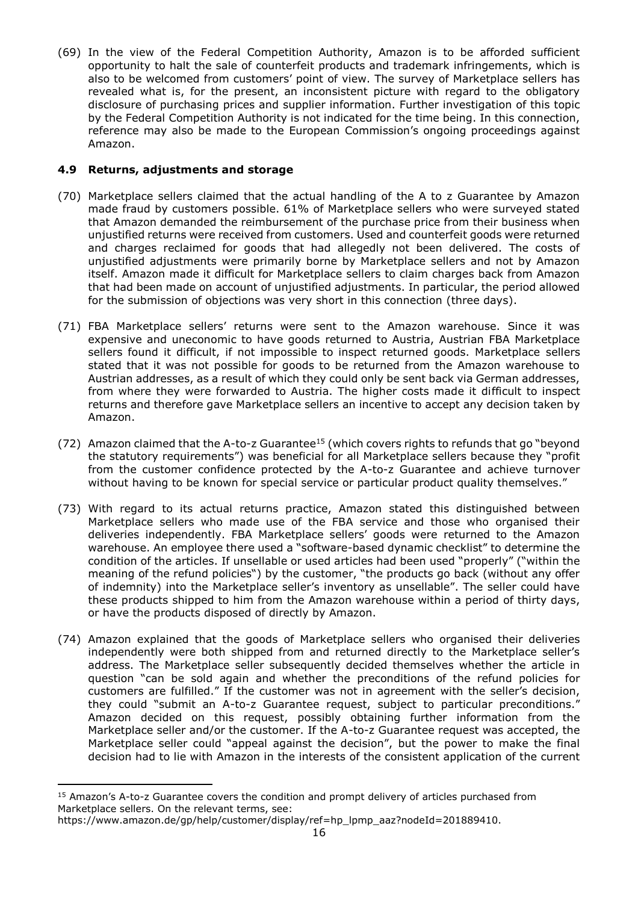(69) In the view of the Federal Competition Authority, Amazon is to be afforded sufficient opportunity to halt the sale of counterfeit products and trademark infringements, which is also to be welcomed from customers' point of view. The survey of Marketplace sellers has revealed what is, for the present, an inconsistent picture with regard to the obligatory disclosure of purchasing prices and supplier information. Further investigation of this topic by the Federal Competition Authority is not indicated for the time being. In this connection, reference may also be made to the European Commission's ongoing proceedings against Amazon.

### 4.9 Returns, adjustments and storage

(70) Marketplace sellers claimed that the actual handling of the A to z Guarantee by Amazon made fraud by customers possible. 61% of Marketplace sellers who were surveyed stated that Amazon demanded the reimbursement of the purchase price from their business when unjustified returns were received from customers. Used and counterfeit goods were returned and charges reclaimed for goods that had allegedly not been delivered. The costs of unjustified adjustments were primarily borne by Marketplace sellers and not by Amazon itself. Amazon made it difficult for Marketplace sellers to claim charges back from Amazon that had been made on account of unjustified adjustments. In particular, the period allowed for the submission of objections was very short in this connection (three days).

(71) FBA Marketplace sellers' returns were sent to the Amazon warehouse. Since it was expensive and uneconomic to have goods returned to Austria, Austrian FBA Marketplace sellers found it difficult, if not impossible to inspect returned goods. Marketplace sellers stated that it was not possible for goods to be returned from the Amazon warehouse to Austrian addresses, as a result of which they could only be sent back via German addresses, from where they were forwarded to Austria. The higher costs made it difficult to inspect returns and therefore gave Marketplace sellers an incentive to accept any decision taken by Amazon.

(72) Amazon claimed that the A-to-z Guarantee[15] (which covers rights to refunds that go "beyond the statutory requirements") was beneficial for all Marketplace sellers because they "profit from the customer confidence protected by the A-to-z Guarantee and achieve turnover without having to be known for special service or particular product quality themselves."

(73) With regard to its actual returns practice, Amazon stated this distinguished between Marketplace sellers who made use of the FBA service and those who organised their deliveries independently. FBA Marketplace sellers' goods were returned to the Amazon warehouse. An employee there used a "software-based dynamic checklist" to determine the condition of the articles. If unsellable or used articles had been used "properly" ("within the meaning of the refund policies") by the customer, "the products go back (without any offer of indemnity) into the Marketplace seller's inventory as unsellable". The seller could have these products shipped to him from the Amazon warehouse within a period of thirty days, or have the products disposed of directly by Amazon.

(74) Amazon explained that the goods of Marketplace sellers who organised their deliveries independently were both shipped from and returned directly to the Marketplace seller's address. The Marketplace seller subsequently decided themselves whether the article in question "can be sold again and whether the preconditions of the refund policies for customers are fulfilled." If the customer was not in agreement with the seller's decision, they could "submit an A-to-z Guarantee request, subject to particular preconditions." Amazon decided on this request, possibly obtaining further information from the Marketplace seller and/or the customer. If the A-to-z Guarantee request was accepted, the Marketplace seller could "appeal against the decision", but the power to make the final decision had to lie with Amazon in the interests of the consistent application of the current

[15] Amazon's A-to-z Guarantee covers the condition and prompt delivery of articles purchased from Marketplace sellers. On the relevant terms, see: https://www.amazon.de/gp/help/customer/display/ref=hp_lpmp_aaz?nodeId=201889410.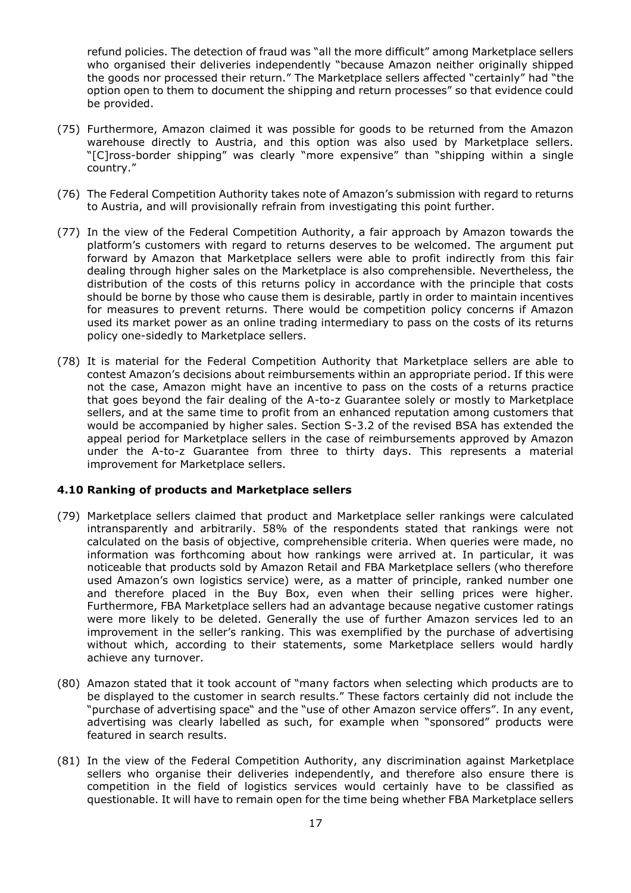refund policies. The detection of fraud was "all the more difficult" among Marketplace sellers who organised their deliveries independently "because Amazon neither originally shipped the goods nor processed their return." The Marketplace sellers affected "certainly" had "the option open to them to document the shipping and return processes" so that evidence could be provided.

(75) Furthermore, Amazon claimed it was possible for goods to be returned from the Amazon warehouse directly to Austria, and this option was also used by Marketplace sellers. "[C]ross-border shipping" was clearly "more expensive" than "shipping within a single country."

(76) The Federal Competition Authority takes note of Amazon's submission with regard to returns to Austria, and will provisionally refrain from investigating this point further.

(77) In the view of the Federal Competition Authority, a fair approach by Amazon towards the platform's customers with regard to returns deserves to be welcomed. The argument put forward by Amazon that Marketplace sellers were able to profit indirectly from this fair dealing through higher sales on the Marketplace is also comprehensible. Nevertheless, the distribution of the costs of this returns policy in accordance with the principle that costs should be borne by those who cause them is desirable, partly in order to maintain incentives for measures to prevent returns. There would be competition policy concerns if Amazon used its market power as an online trading intermediary to pass on the costs of its returns policy one-sidedly to Marketplace sellers.

(78) It is material for the Federal Competition Authority that Marketplace sellers are able to contest Amazon's decisions about reimbursements within an appropriate period. If this were not the case, Amazon might have an incentive to pass on the costs of a returns practice that goes beyond the fair dealing of the A-to-z Guarantee solely or mostly to Marketplace sellers, and at the same time to profit from an enhanced reputation among customers that would be accompanied by higher sales. Section S-3.2 of the revised BSA has extended the appeal period for Marketplace sellers in the case of reimbursements approved by Amazon under the A-to-z Guarantee from three to thirty days. This represents a material improvement for Marketplace sellers.

### 4.10 Ranking of products and Marketplace sellers

(79) Marketplace sellers claimed that product and Marketplace seller rankings were calculated intransparently and arbitrarily. 58% of the respondents stated that rankings were not calculated on the basis of objective, comprehensible criteria. When queries were made, no information was forthcoming about how rankings were arrived at. In particular, it was noticeable that products sold by Amazon Retail and FBA Marketplace sellers (who therefore used Amazon's own logistics service) were, as a matter of principle, ranked number one and therefore placed in the Buy Box, even when their selling prices were higher. Furthermore, FBA Marketplace sellers had an advantage because negative customer ratings were more likely to be deleted. Generally the use of further Amazon services led to an improvement in the seller's ranking. This was exemplified by the purchase of advertising without which, according to their statements, some Marketplace sellers would hardly achieve any turnover.

(80) Amazon stated that it took account of "many factors when selecting which products are to be displayed to the customer in search results." These factors certainly did not include the "purchase of advertising space" and the "use of other Amazon service offers". In any event, advertising was clearly labelled as such, for example when "sponsored" products were featured in search results.

(81) In the view of the Federal Competition Authority, any discrimination against Marketplace sellers who organise their deliveries independently, and therefore also ensure there is competition in the field of logistics services would certainly have to be classified as questionable. It will have to remain open for the time being whether FBA Marketplace sellers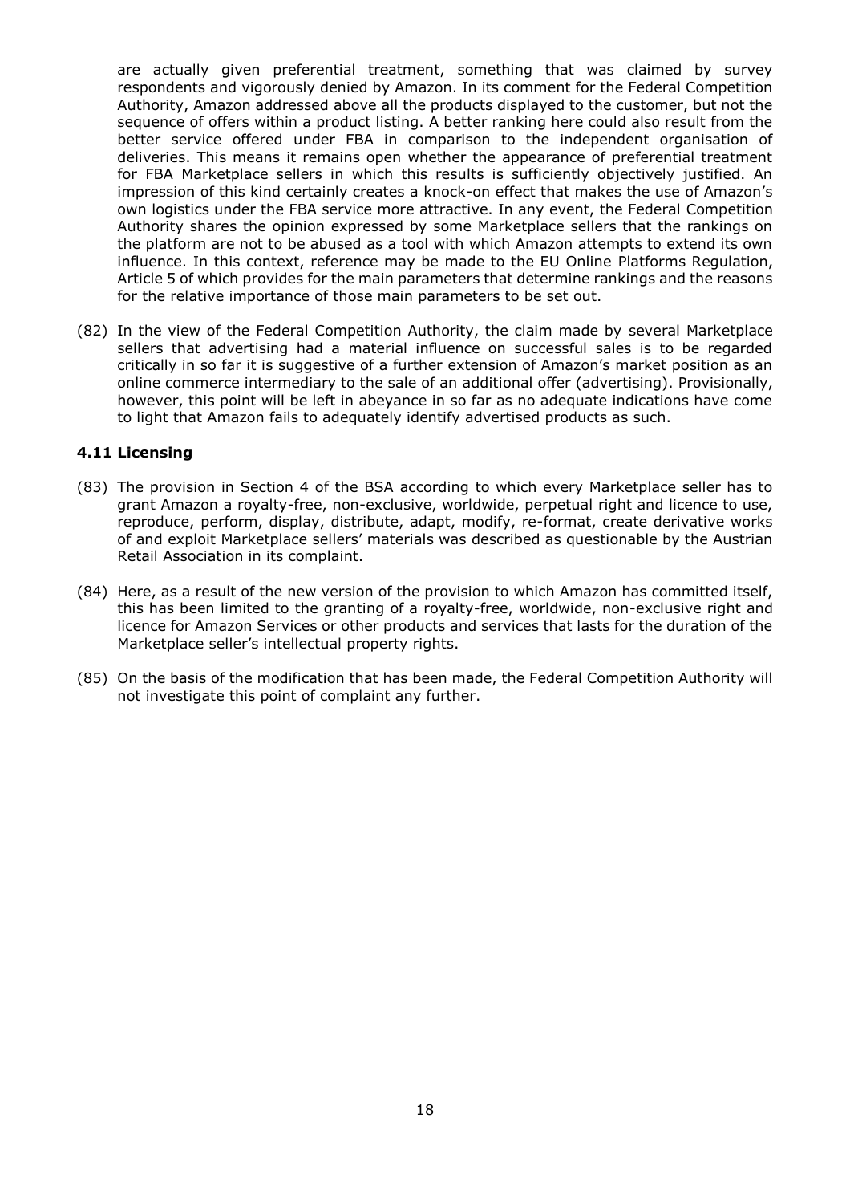are actually given preferential treatment, something that was claimed by survey respondents and vigorously denied by Amazon. In its comment for the Federal Competition Authority, Amazon addressed above all the products displayed to the customer, but not the sequence of offers within a product listing. A better ranking here could also result from the better service offered under FBA in comparison to the independent organisation of deliveries. This means it remains open whether the appearance of preferential treatment for FBA Marketplace sellers in which this results is sufficiently objectively justified. An impression of this kind certainly creates a knock-on effect that makes the use of Amazon's own logistics under the FBA service more attractive. In any event, the Federal Competition Authority shares the opinion expressed by some Marketplace sellers that the rankings on the platform are not to be abused as a tool with which Amazon attempts to extend its own influence. In this context, reference may be made to the EU Online Platforms Regulation, Article 5 of which provides for the main parameters that determine rankings and the reasons for the relative importance of those main parameters to be set out.

(82) In the view of the Federal Competition Authority, the claim made by several Marketplace sellers that advertising had a material influence on successful sales is to be regarded critically in so far it is suggestive of a further extension of Amazon's market position as an online commerce intermediary to the sale of an additional offer (advertising). Provisionally, however, this point will be left in abeyance in so far as no adequate indications have come to light that Amazon fails to adequately identify advertised products as such.

### 4.11 Licensing

(83) The provision in Section 4 of the BSA according to which every Marketplace seller has to grant Amazon a royalty-free, non-exclusive, worldwide, perpetual right and licence to use, reproduce, perform, display, distribute, adapt, modify, re-format, create derivative works of and exploit Marketplace sellers' materials was described as questionable by the Austrian Retail Association in its complaint.

(84) Here, as a result of the new version of the provision to which Amazon has committed itself, this has been limited to the granting of a royalty-free, worldwide, non-exclusive right and licence for Amazon Services or other products and services that lasts for the duration of the Marketplace seller's intellectual property rights.

(85) On the basis of the modification that has been made, the Federal Competition Authority will not investigate this point of complaint any further.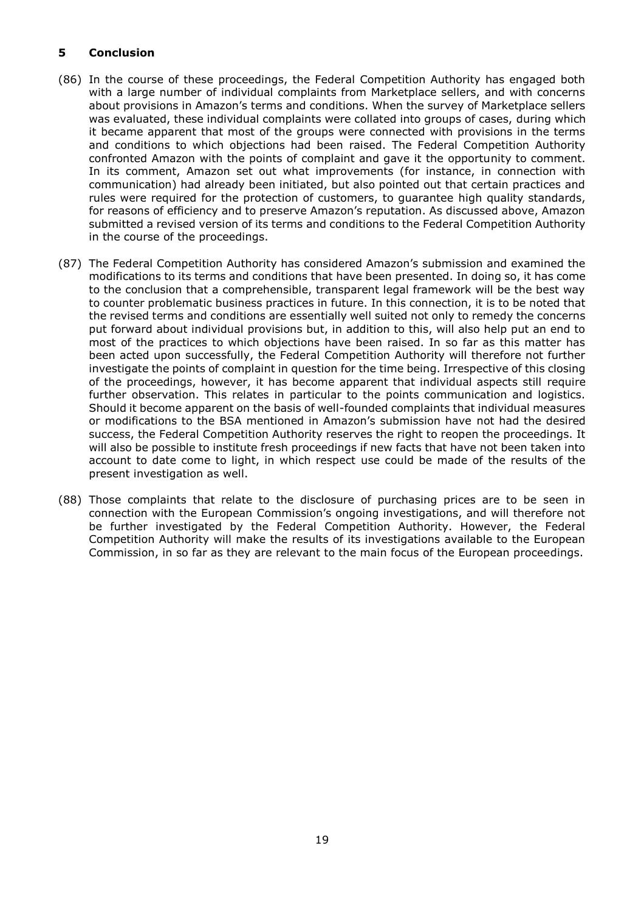## 5 Conclusion

(86) In the course of these proceedings, the Federal Competition Authority has engaged both with a large number of individual complaints from Marketplace sellers, and with concerns about provisions in Amazon's terms and conditions. When the survey of Marketplace sellers was evaluated, these individual complaints were collated into groups of cases, during which it became apparent that most of the groups were connected with provisions in the terms and conditions to which objections had been raised. The Federal Competition Authority confronted Amazon with the points of complaint and gave it the opportunity to comment. In its comment, Amazon set out what improvements (for instance, in connection with communication) had already been initiated, but also pointed out that certain practices and rules were required for the protection of customers, to guarantee high quality standards, for reasons of efficiency and to preserve Amazon's reputation. As discussed above, Amazon submitted a revised version of its terms and conditions to the Federal Competition Authority in the course of the proceedings.

(87) The Federal Competition Authority has considered Amazon's submission and examined the modifications to its terms and conditions that have been presented. In doing so, it has come to the conclusion that a comprehensible, transparent legal framework will be the best way to counter problematic business practices in future. In this connection, it is to be noted that the revised terms and conditions are essentially well suited not only to remedy the concerns put forward about individual provisions but, in addition to this, will also help put an end to most of the practices to which objections have been raised. In so far as this matter has been acted upon successfully, the Federal Competition Authority will therefore not further investigate the points of complaint in question for the time being. Irrespective of this closing of the proceedings, however, it has become apparent that individual aspects still require further observation. This relates in particular to the points communication and logistics. Should it become apparent on the basis of well-founded complaints that individual measures or modifications to the BSA mentioned in Amazon's submission have not had the desired success, the Federal Competition Authority reserves the right to reopen the proceedings. It will also be possible to institute fresh proceedings if new facts that have not been taken into account to date come to light, in which respect use could be made of the results of the present investigation as well.

(88) Those complaints that relate to the disclosure of purchasing prices are to be seen in connection with the European Commission's ongoing investigations, and will therefore not be further investigated by the Federal Competition Authority. However, the Federal Competition Authority will make the results of its investigations available to the European Commission, in so far as they are relevant to the main focus of the European proceedings.